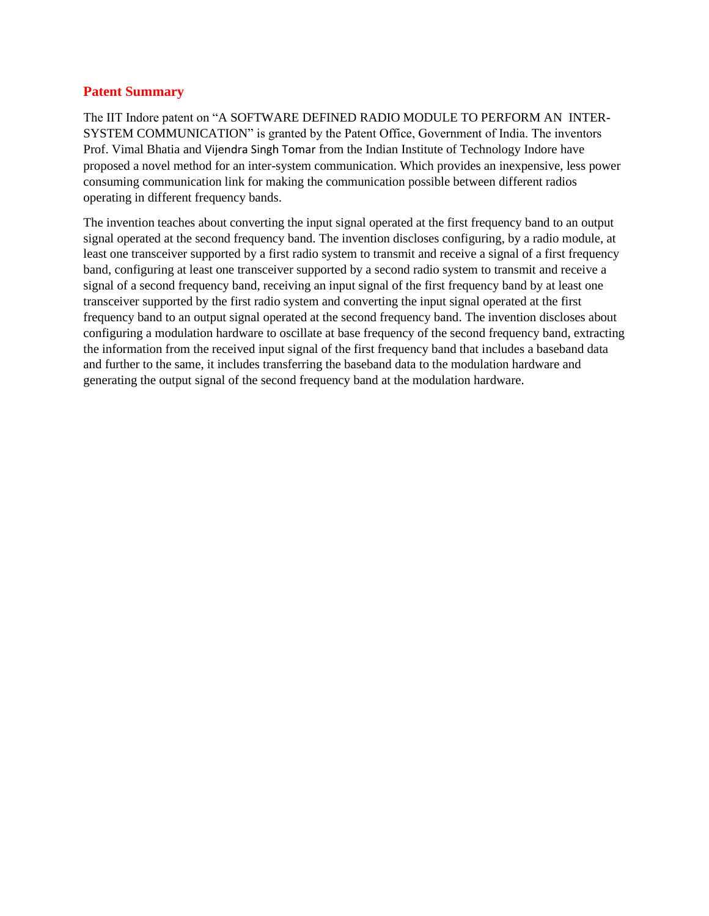## Patent Summary

The IIT Indore patent on "A SOFTWARE DEFINED RADIO MODULE TO PERFORM AN INTER-SYSTEM COMMUNICATION" is granted by the Patent Office, Government of India. The inventors Prof. Vimal Bhatia and Vijendra Singh Tomar from the Indian Institute of Technology Indore have proposed a novel method for an inter-system communication. Which provides an inexpensive, less power consuming communication link for making the communication possible between different radios operating in different frequency bands.

The invention teaches about converting the input signal operated at the first frequency band to an output signal operated at the second frequency band. The invention discloses configuring, by a radio module, at least one transceiver supported by a first radio system to transmit and receive a signal of a first frequency band, configuring at least one transceiver supported by a second radio system to transmit and receive a signal of a second frequency band, receiving an input signal of the first frequency band by at least one transceiver supported by the first radio system and converting the input signal operated at the first frequency band to an output signal operated at the second frequency band. The invention discloses about configuring a modulation hardware to oscillate at base frequency of the second frequency band, extracting the information from the received input signal of the first frequency band that includes a baseband data and further to the same, it includes transferring the baseband data to the modulation hardware and generating the output signal of the second frequency band at the modulation hardware.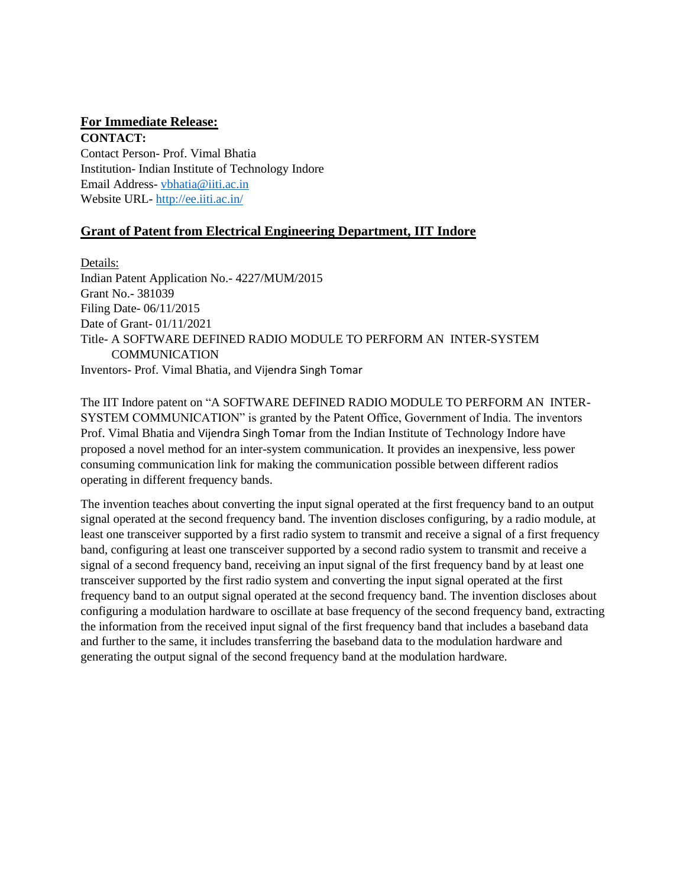**<u>For Immediate Release:</u>**

**CONTACT:**

Contact Person- Prof. Vimal Bhatia
Institution- Indian Institute of Technology Indore
Email Address- vbhatia@iiti.ac.in
Website URL- http://ee.iiti.ac.in/

## Grant of Patent from Electrical Engineering Department, IIT Indore

Details:
Indian Patent Application No.- 4227/MUM/2015
Grant No.- 381039
Filing Date- 06/11/2015
Date of Grant- 01/11/2021
Title- A SOFTWARE DEFINED RADIO MODULE TO PERFORM AN INTER-SYSTEM COMMUNICATION
Inventors- Prof. Vimal Bhatia, and Vijendra Singh Tomar

The IIT Indore patent on "A SOFTWARE DEFINED RADIO MODULE TO PERFORM AN INTER-SYSTEM COMMUNICATION" is granted by the Patent Office, Government of India. The inventors Prof. Vimal Bhatia and Vijendra Singh Tomar from the Indian Institute of Technology Indore have proposed a novel method for an inter-system communication. It provides an inexpensive, less power consuming communication link for making the communication possible between different radios operating in different frequency bands.

The invention teaches about converting the input signal operated at the first frequency band to an output signal operated at the second frequency band. The invention discloses configuring, by a radio module, at least one transceiver supported by a first radio system to transmit and receive a signal of a first frequency band, configuring at least one transceiver supported by a second radio system to transmit and receive a signal of a second frequency band, receiving an input signal of the first frequency band by at least one transceiver supported by the first radio system and converting the input signal operated at the first frequency band to an output signal operated at the second frequency band. The invention discloses about configuring a modulation hardware to oscillate at base frequency of the second frequency band, extracting the information from the received input signal of the first frequency band that includes a baseband data and further to the same, it includes transferring the baseband data to the modulation hardware and generating the output signal of the second frequency band at the modulation hardware.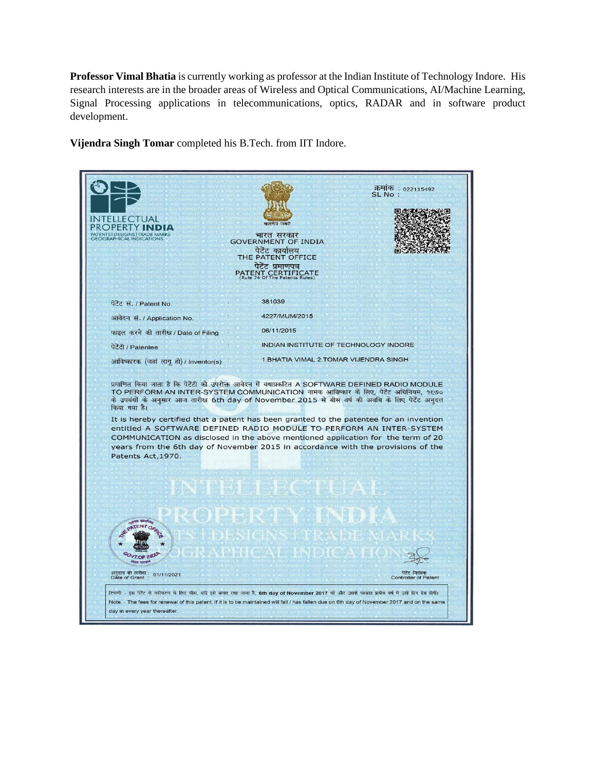**Professor Vimal Bhatia** is currently working as professor at the Indian Institute of Technology Indore. His research interests are in the broader areas of Wireless and Optical Communications, AI/Machine Learning, Signal Processing applications in telecommunications, optics, RADAR and in software product development.

**Vijendra Singh Tomar** completed his B.Tech. from IIT Indore.

INTELLECTUAL PROPERTY INDIA
PATENTS | DESIGNS | TRADE MARKS
GEOGRAPHICAL INDICATIONS

क्रमांक : 022115492
SL No :

सत्यमेव जयते

भारत सरकार
GOVERNMENT OF INDIA
पेटेंट कार्यालय
THE PATENT OFFICE
पेटेंट प्रमाणपत्र
PATENT CERTIFICATE
(Rule 74 Of The Patents Rules)

| | | |
|---|---|---|
| पेटेंट सं. / Patent No. | : | 381039 |
| आवेदन सं. / Application No. | : | 4227/MUM/2015 |
| फाइल करने की तारीख / Date of Filing | : | 06/11/2015 |
| पेटेंटी / Patentee | : | INDIAN INSTITUTE OF TECHNOLOGY INDORE |
| आविष्कारक (जहां लागू हो) / Inventor(s) | : | 1.BHATIA VIMAL 2.TOMAR VIJENDRA SINGH |

प्रमाणित किया जाता है कि पेटेंटी को उपरोक्त आवेदन में यथाप्रकटित A SOFTWARE DEFINED RADIO MODULE TO PERFORM AN INTER-SYSTEM COMMUNICATION नामक आविष्कार के लिए, पेटेंट अधिनियम, १९७० के उपबंधों के अनुसार आज तारीख 6th day of November 2015 से बीस वर्ष की अवधि के लिए पेटेंट अनुदत्त किया गया है।

It is hereby certified that a patent has been granted to the patentee for an invention entitled A SOFTWARE DEFINED RADIO MODULE TO PERFORM AN INTER-SYSTEM COMMUNICATION as disclosed in the above mentioned application for the term of 20 years from the 6th day of November 2015 in accordance with the provisions of the Patents Act,1970.

अनुदान की तारीख : 01/11/2021
Date of Grant :

पेटेंट नियंत्रक
Controller of Patent

टिप्पणी - इस पेटेंट के नवीकरण के लिए फीस, यदि इसे बनाए रखा जाना है, 6th day of November 2017 को और उसके पश्चात प्रत्येक वर्ष में उसी दिन देय होगी।
Note. - The fees for renewal of this patent, if it is to be maintained will fall / has fallen due on 6th day of November 2017 and on the same day in every year thereafter.